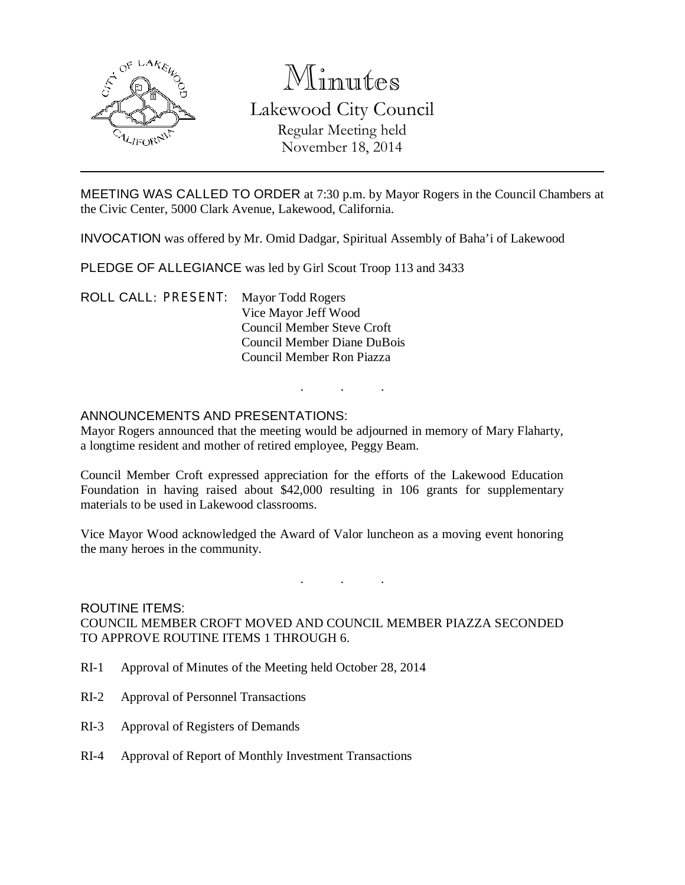# Minutes

## Lakewood City Council

Regular Meeting held
November 18, 2014

---

MEETING WAS CALLED TO ORDER at 7:30 p.m. by Mayor Rogers in the Council Chambers at the Civic Center, 5000 Clark Avenue, Lakewood, California.

INVOCATION was offered by Mr. Omid Dadgar, Spiritual Assembly of Baha'i of Lakewood

PLEDGE OF ALLEGIANCE was led by Girl Scout Troop 113 and 3433

ROLL CALL: PRESENT: Mayor Todd Rogers
Vice Mayor Jeff Wood
Council Member Steve Croft
Council Member Diane DuBois
Council Member Ron Piazza

. . .

ANNOUNCEMENTS AND PRESENTATIONS:

Mayor Rogers announced that the meeting would be adjourned in memory of Mary Flaharty, a longtime resident and mother of retired employee, Peggy Beam.

Council Member Croft expressed appreciation for the efforts of the Lakewood Education Foundation in having raised about $42,000 resulting in 106 grants for supplementary materials to be used in Lakewood classrooms.

Vice Mayor Wood acknowledged the Award of Valor luncheon as a moving event honoring the many heroes in the community.

. . .

ROUTINE ITEMS:

COUNCIL MEMBER CROFT MOVED AND COUNCIL MEMBER PIAZZA SECONDED TO APPROVE ROUTINE ITEMS 1 THROUGH 6.

RI-1 Approval of Minutes of the Meeting held October 28, 2014

RI-2 Approval of Personnel Transactions

RI-3 Approval of Registers of Demands

RI-4 Approval of Report of Monthly Investment Transactions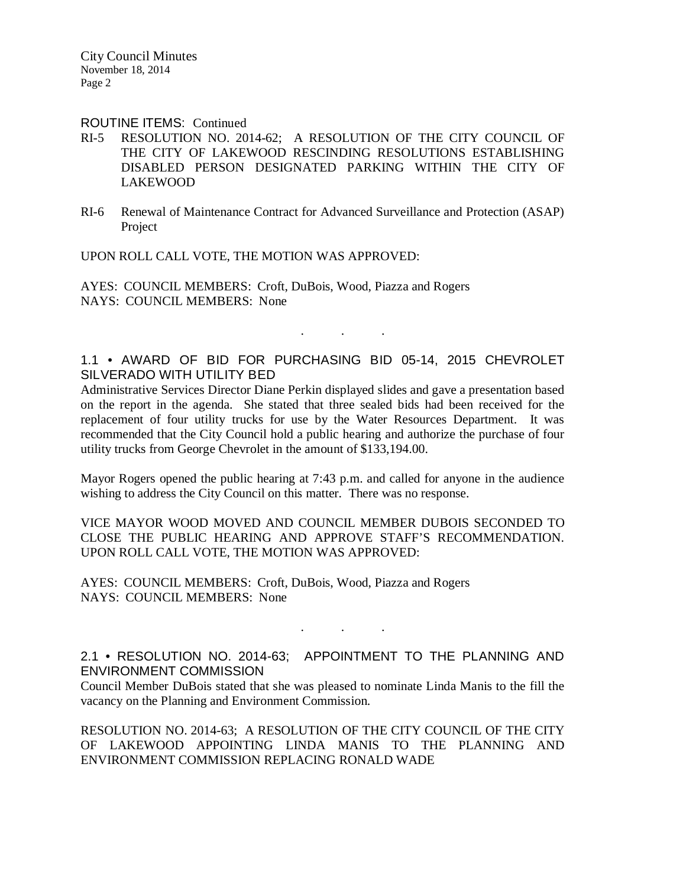ROUTINE ITEMS: Continued

RI-5 RESOLUTION NO. 2014-62; A RESOLUTION OF THE CITY COUNCIL OF THE CITY OF LAKEWOOD RESCINDING RESOLUTIONS ESTABLISHING DISABLED PERSON DESIGNATED PARKING WITHIN THE CITY OF LAKEWOOD

RI-6 Renewal of Maintenance Contract for Advanced Surveillance and Protection (ASAP) Project

UPON ROLL CALL VOTE, THE MOTION WAS APPROVED:

AYES: COUNCIL MEMBERS: Croft, DuBois, Wood, Piazza and Rogers
NAYS: COUNCIL MEMBERS: None

. . .

## 1.1 • AWARD OF BID FOR PURCHASING BID 05-14, 2015 CHEVROLET SILVERADO WITH UTILITY BED

Administrative Services Director Diane Perkin displayed slides and gave a presentation based on the report in the agenda. She stated that three sealed bids had been received for the replacement of four utility trucks for use by the Water Resources Department. It was recommended that the City Council hold a public hearing and authorize the purchase of four utility trucks from George Chevrolet in the amount of $133,194.00.

Mayor Rogers opened the public hearing at 7:43 p.m. and called for anyone in the audience wishing to address the City Council on this matter. There was no response.

VICE MAYOR WOOD MOVED AND COUNCIL MEMBER DUBOIS SECONDED TO CLOSE THE PUBLIC HEARING AND APPROVE STAFF'S RECOMMENDATION. UPON ROLL CALL VOTE, THE MOTION WAS APPROVED:

AYES: COUNCIL MEMBERS: Croft, DuBois, Wood, Piazza and Rogers
NAYS: COUNCIL MEMBERS: None

. . .

## 2.1 • RESOLUTION NO. 2014-63; APPOINTMENT TO THE PLANNING AND ENVIRONMENT COMMISSION

Council Member DuBois stated that she was pleased to nominate Linda Manis to the fill the vacancy on the Planning and Environment Commission.

RESOLUTION NO. 2014-63; A RESOLUTION OF THE CITY COUNCIL OF THE CITY OF LAKEWOOD APPOINTING LINDA MANIS TO THE PLANNING AND ENVIRONMENT COMMISSION REPLACING RONALD WADE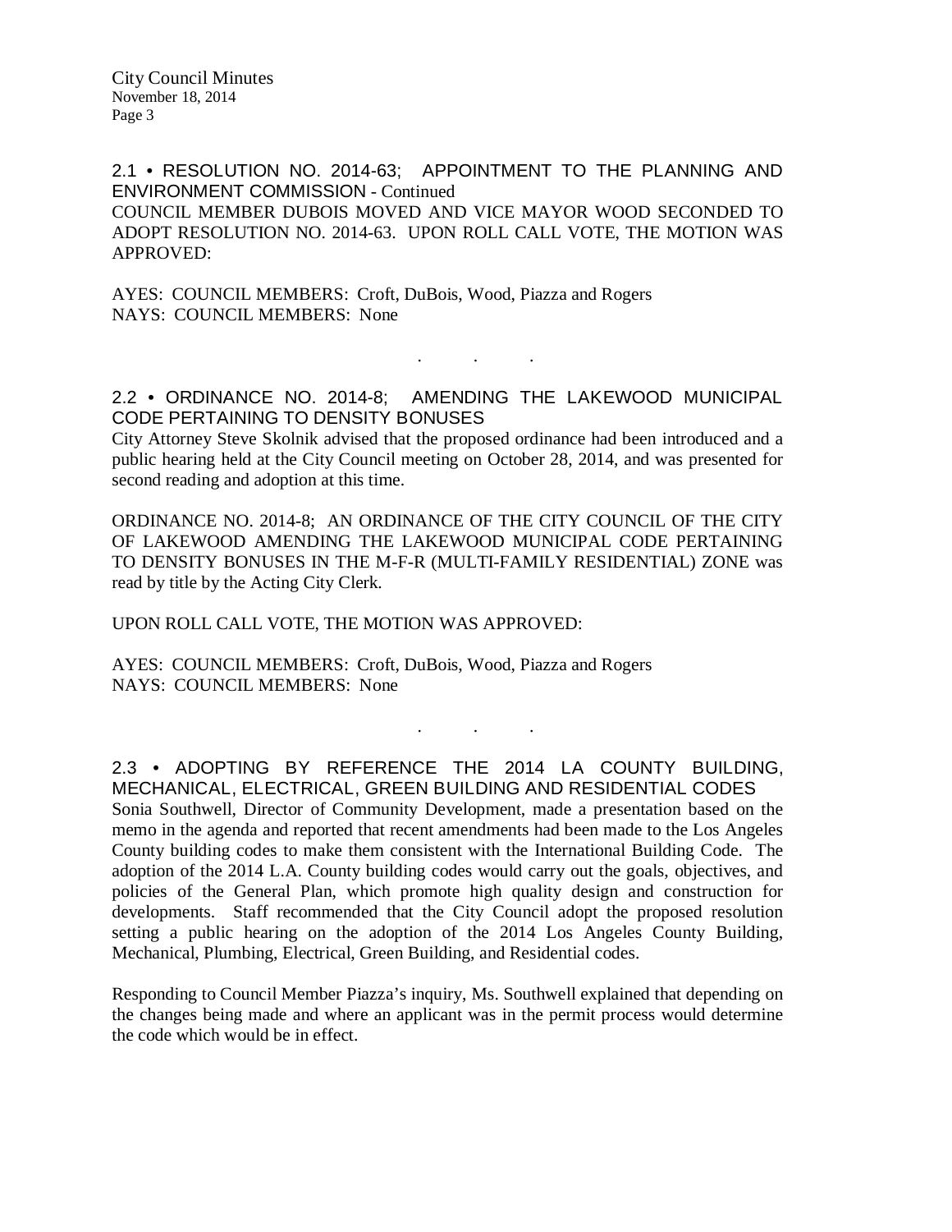## 2.1 • RESOLUTION NO. 2014-63; APPOINTMENT TO THE PLANNING AND ENVIRONMENT COMMISSION - Continued

COUNCIL MEMBER DUBOIS MOVED AND VICE MAYOR WOOD SECONDED TO ADOPT RESOLUTION NO. 2014-63. UPON ROLL CALL VOTE, THE MOTION WAS APPROVED:

AYES: COUNCIL MEMBERS: Croft, DuBois, Wood, Piazza and Rogers
NAYS: COUNCIL MEMBERS: None

. . .

## 2.2 • ORDINANCE NO. 2014-8; AMENDING THE LAKEWOOD MUNICIPAL CODE PERTAINING TO DENSITY BONUSES

City Attorney Steve Skolnik advised that the proposed ordinance had been introduced and a public hearing held at the City Council meeting on October 28, 2014, and was presented for second reading and adoption at this time.

ORDINANCE NO. 2014-8; AN ORDINANCE OF THE CITY COUNCIL OF THE CITY OF LAKEWOOD AMENDING THE LAKEWOOD MUNICIPAL CODE PERTAINING TO DENSITY BONUSES IN THE M-F-R (MULTI-FAMILY RESIDENTIAL) ZONE was read by title by the Acting City Clerk.

UPON ROLL CALL VOTE, THE MOTION WAS APPROVED:

AYES: COUNCIL MEMBERS: Croft, DuBois, Wood, Piazza and Rogers
NAYS: COUNCIL MEMBERS: None

. . .

## 2.3 • ADOPTING BY REFERENCE THE 2014 LA COUNTY BUILDING, MECHANICAL, ELECTRICAL, GREEN BUILDING AND RESIDENTIAL CODES

Sonia Southwell, Director of Community Development, made a presentation based on the memo in the agenda and reported that recent amendments had been made to the Los Angeles County building codes to make them consistent with the International Building Code. The adoption of the 2014 L.A. County building codes would carry out the goals, objectives, and policies of the General Plan, which promote high quality design and construction for developments. Staff recommended that the City Council adopt the proposed resolution setting a public hearing on the adoption of the 2014 Los Angeles County Building, Mechanical, Plumbing, Electrical, Green Building, and Residential codes.

Responding to Council Member Piazza's inquiry, Ms. Southwell explained that depending on the changes being made and where an applicant was in the permit process would determine the code which would be in effect.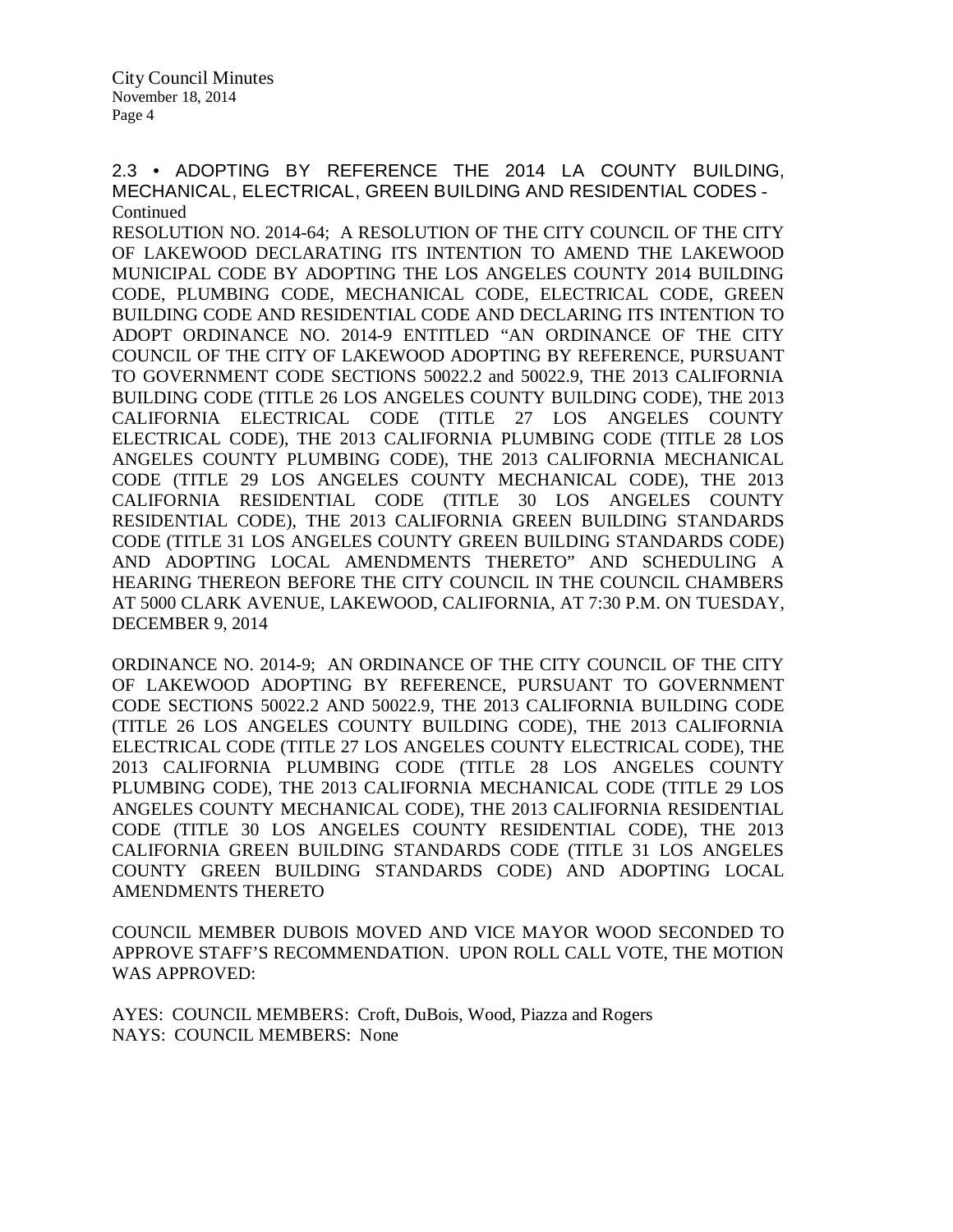## 2.3 • ADOPTING BY REFERENCE THE 2014 LA COUNTY BUILDING, MECHANICAL, ELECTRICAL, GREEN BUILDING AND RESIDENTIAL CODES - Continued

RESOLUTION NO. 2014-64; A RESOLUTION OF THE CITY COUNCIL OF THE CITY OF LAKEWOOD DECLARATING ITS INTENTION TO AMEND THE LAKEWOOD MUNICIPAL CODE BY ADOPTING THE LOS ANGELES COUNTY 2014 BUILDING CODE, PLUMBING CODE, MECHANICAL CODE, ELECTRICAL CODE, GREEN BUILDING CODE AND RESIDENTIAL CODE AND DECLARING ITS INTENTION TO ADOPT ORDINANCE NO. 2014-9 ENTITLED "AN ORDINANCE OF THE CITY COUNCIL OF THE CITY OF LAKEWOOD ADOPTING BY REFERENCE, PURSUANT TO GOVERNMENT CODE SECTIONS 50022.2 and 50022.9, THE 2013 CALIFORNIA BUILDING CODE (TITLE 26 LOS ANGELES COUNTY BUILDING CODE), THE 2013 CALIFORNIA ELECTRICAL CODE (TITLE 27 LOS ANGELES COUNTY ELECTRICAL CODE), THE 2013 CALIFORNIA PLUMBING CODE (TITLE 28 LOS ANGELES COUNTY PLUMBING CODE), THE 2013 CALIFORNIA MECHANICAL CODE (TITLE 29 LOS ANGELES COUNTY MECHANICAL CODE), THE 2013 CALIFORNIA RESIDENTIAL CODE (TITLE 30 LOS ANGELES COUNTY RESIDENTIAL CODE), THE 2013 CALIFORNIA GREEN BUILDING STANDARDS CODE (TITLE 31 LOS ANGELES COUNTY GREEN BUILDING STANDARDS CODE) AND ADOPTING LOCAL AMENDMENTS THERETO" AND SCHEDULING A HEARING THEREON BEFORE THE CITY COUNCIL IN THE COUNCIL CHAMBERS AT 5000 CLARK AVENUE, LAKEWOOD, CALIFORNIA, AT 7:30 P.M. ON TUESDAY, DECEMBER 9, 2014

ORDINANCE NO. 2014-9; AN ORDINANCE OF THE CITY COUNCIL OF THE CITY OF LAKEWOOD ADOPTING BY REFERENCE, PURSUANT TO GOVERNMENT CODE SECTIONS 50022.2 AND 50022.9, THE 2013 CALIFORNIA BUILDING CODE (TITLE 26 LOS ANGELES COUNTY BUILDING CODE), THE 2013 CALIFORNIA ELECTRICAL CODE (TITLE 27 LOS ANGELES COUNTY ELECTRICAL CODE), THE 2013 CALIFORNIA PLUMBING CODE (TITLE 28 LOS ANGELES COUNTY PLUMBING CODE), THE 2013 CALIFORNIA MECHANICAL CODE (TITLE 29 LOS ANGELES COUNTY MECHANICAL CODE), THE 2013 CALIFORNIA RESIDENTIAL CODE (TITLE 30 LOS ANGELES COUNTY RESIDENTIAL CODE), THE 2013 CALIFORNIA GREEN BUILDING STANDARDS CODE (TITLE 31 LOS ANGELES COUNTY GREEN BUILDING STANDARDS CODE) AND ADOPTING LOCAL AMENDMENTS THERETO

COUNCIL MEMBER DUBOIS MOVED AND VICE MAYOR WOOD SECONDED TO APPROVE STAFF'S RECOMMENDATION. UPON ROLL CALL VOTE, THE MOTION WAS APPROVED:

AYES: COUNCIL MEMBERS: Croft, DuBois, Wood, Piazza and Rogers
NAYS: COUNCIL MEMBERS: None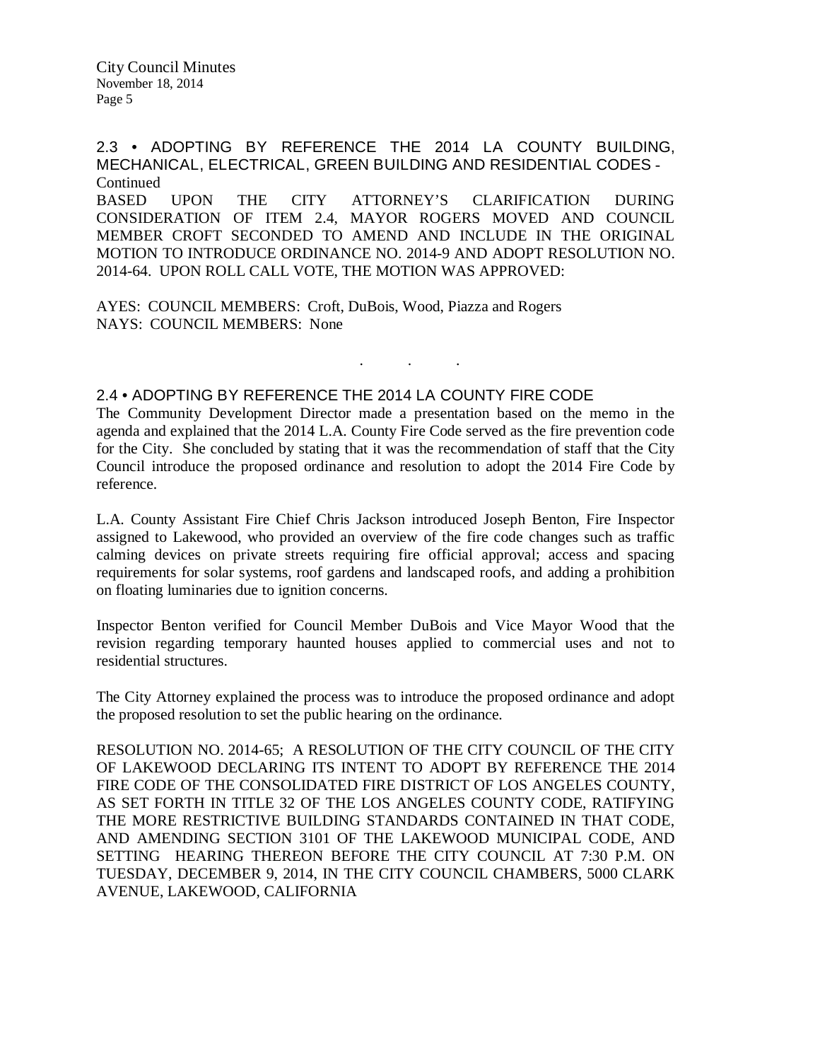2.3 • ADOPTING BY REFERENCE THE 2014 LA COUNTY BUILDING, MECHANICAL, ELECTRICAL, GREEN BUILDING AND RESIDENTIAL CODES - Continued

BASED UPON THE CITY ATTORNEY'S CLARIFICATION DURING CONSIDERATION OF ITEM 2.4, MAYOR ROGERS MOVED AND COUNCIL MEMBER CROFT SECONDED TO AMEND AND INCLUDE IN THE ORIGINAL MOTION TO INTRODUCE ORDINANCE NO. 2014-9 AND ADOPT RESOLUTION NO. 2014-64. UPON ROLL CALL VOTE, THE MOTION WAS APPROVED:

AYES: COUNCIL MEMBERS: Croft, DuBois, Wood, Piazza and Rogers
NAYS: COUNCIL MEMBERS: None

. . .

2.4 • ADOPTING BY REFERENCE THE 2014 LA COUNTY FIRE CODE

The Community Development Director made a presentation based on the memo in the agenda and explained that the 2014 L.A. County Fire Code served as the fire prevention code for the City. She concluded by stating that it was the recommendation of staff that the City Council introduce the proposed ordinance and resolution to adopt the 2014 Fire Code by reference.

L.A. County Assistant Fire Chief Chris Jackson introduced Joseph Benton, Fire Inspector assigned to Lakewood, who provided an overview of the fire code changes such as traffic calming devices on private streets requiring fire official approval; access and spacing requirements for solar systems, roof gardens and landscaped roofs, and adding a prohibition on floating luminaries due to ignition concerns.

Inspector Benton verified for Council Member DuBois and Vice Mayor Wood that the revision regarding temporary haunted houses applied to commercial uses and not to residential structures.

The City Attorney explained the process was to introduce the proposed ordinance and adopt the proposed resolution to set the public hearing on the ordinance.

RESOLUTION NO. 2014-65; A RESOLUTION OF THE CITY COUNCIL OF THE CITY OF LAKEWOOD DECLARING ITS INTENT TO ADOPT BY REFERENCE THE 2014 FIRE CODE OF THE CONSOLIDATED FIRE DISTRICT OF LOS ANGELES COUNTY, AS SET FORTH IN TITLE 32 OF THE LOS ANGELES COUNTY CODE, RATIFYING THE MORE RESTRICTIVE BUILDING STANDARDS CONTAINED IN THAT CODE, AND AMENDING SECTION 3101 OF THE LAKEWOOD MUNICIPAL CODE, AND SETTING HEARING THEREON BEFORE THE CITY COUNCIL AT 7:30 P.M. ON TUESDAY, DECEMBER 9, 2014, IN THE CITY COUNCIL CHAMBERS, 5000 CLARK AVENUE, LAKEWOOD, CALIFORNIA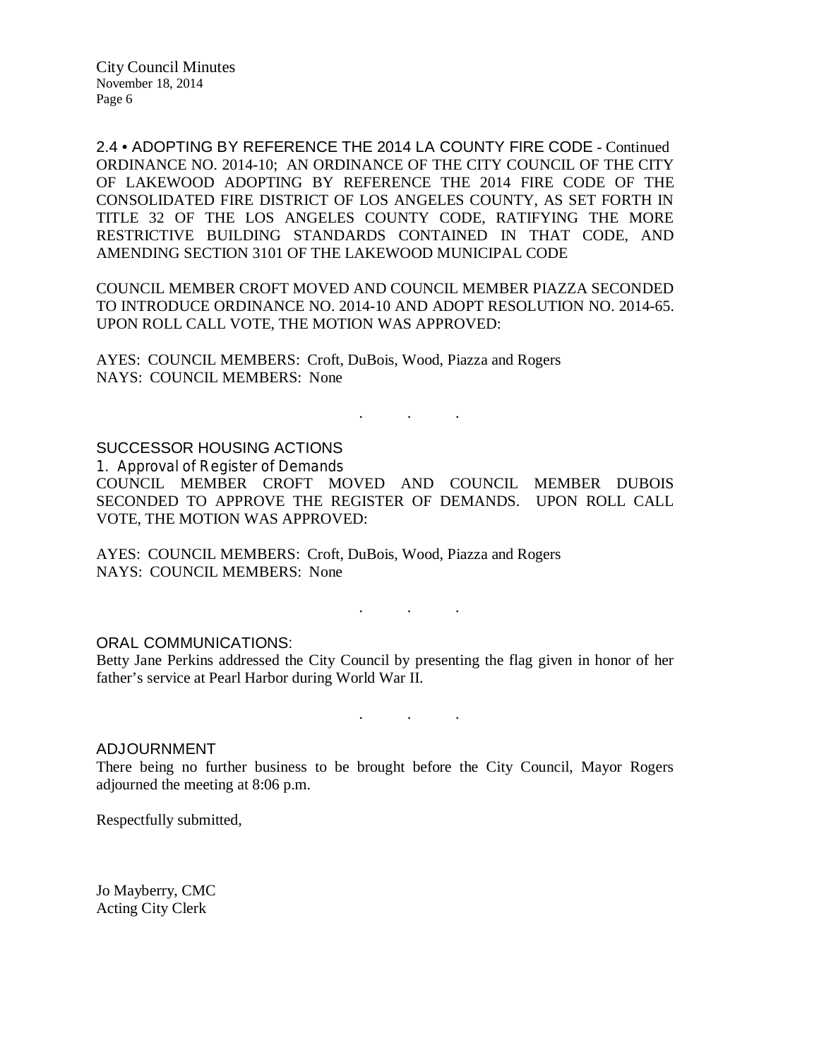2.4 • ADOPTING BY REFERENCE THE 2014 LA COUNTY FIRE CODE - Continued
ORDINANCE NO. 2014-10; AN ORDINANCE OF THE CITY COUNCIL OF THE CITY OF LAKEWOOD ADOPTING BY REFERENCE THE 2014 FIRE CODE OF THE CONSOLIDATED FIRE DISTRICT OF LOS ANGELES COUNTY, AS SET FORTH IN TITLE 32 OF THE LOS ANGELES COUNTY CODE, RATIFYING THE MORE RESTRICTIVE BUILDING STANDARDS CONTAINED IN THAT CODE, AND AMENDING SECTION 3101 OF THE LAKEWOOD MUNICIPAL CODE

COUNCIL MEMBER CROFT MOVED AND COUNCIL MEMBER PIAZZA SECONDED TO INTRODUCE ORDINANCE NO. 2014-10 AND ADOPT RESOLUTION NO. 2014-65. UPON ROLL CALL VOTE, THE MOTION WAS APPROVED:

AYES: COUNCIL MEMBERS: Croft, DuBois, Wood, Piazza and Rogers
NAYS: COUNCIL MEMBERS: None

. . .

SUCCESSOR HOUSING ACTIONS

1. Approval of Register of Demands

COUNCIL MEMBER CROFT MOVED AND COUNCIL MEMBER DUBOIS SECONDED TO APPROVE THE REGISTER OF DEMANDS. UPON ROLL CALL VOTE, THE MOTION WAS APPROVED:

AYES: COUNCIL MEMBERS: Croft, DuBois, Wood, Piazza and Rogers
NAYS: COUNCIL MEMBERS: None

. . .

ORAL COMMUNICATIONS:

Betty Jane Perkins addressed the City Council by presenting the flag given in honor of her father's service at Pearl Harbor during World War II.

. . .

ADJOURNMENT

There being no further business to be brought before the City Council, Mayor Rogers adjourned the meeting at 8:06 p.m.

Respectfully submitted,

Jo Mayberry, CMC
Acting City Clerk